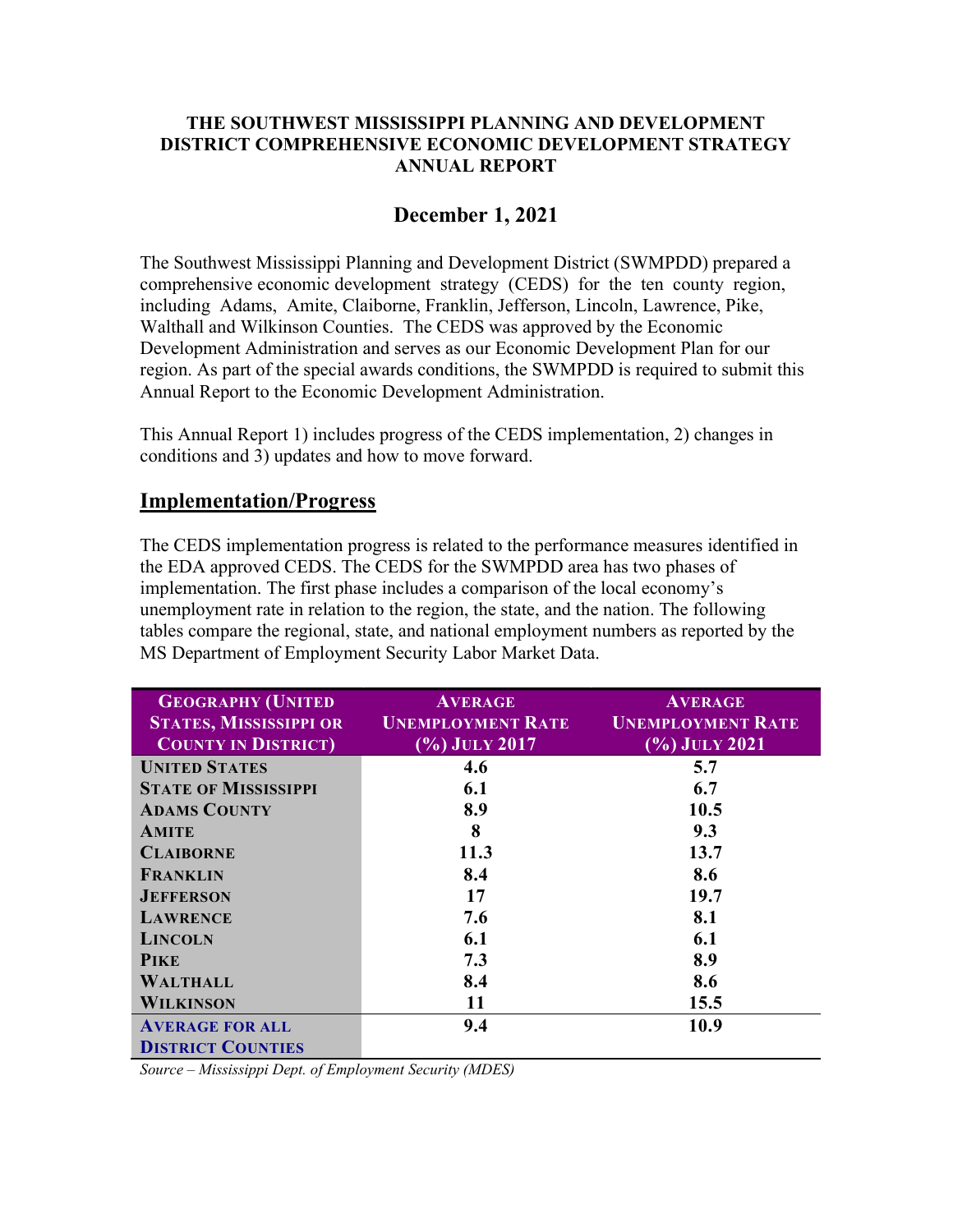**THE SOUTHWEST MISSISSIPPI PLANNING AND DEVELOPMENT DISTRICT COMPREHENSIVE ECONOMIC DEVELOPMENT STRATEGY ANNUAL REPORT**

## December 1, 2021

The Southwest Mississippi Planning and Development District (SWMPDD) prepared a comprehensive economic development strategy (CEDS) for the ten county region, including Adams, Amite, Claiborne, Franklin, Jefferson, Lincoln, Lawrence, Pike, Walthall and Wilkinson Counties. The CEDS was approved by the Economic Development Administration and serves as our Economic Development Plan for our region. As part of the special awards conditions, the SWMPDD is required to submit this Annual Report to the Economic Development Administration.

This Annual Report 1) includes progress of the CEDS implementation, 2) changes in conditions and 3) updates and how to move forward.

## Implementation/Progress

The CEDS implementation progress is related to the performance measures identified in the EDA approved CEDS. The CEDS for the SWMPDD area has two phases of implementation. The first phase includes a comparison of the local economy's unemployment rate in relation to the region, the state, and the nation. The following tables compare the regional, state, and national employment numbers as reported by the MS Department of Employment Security Labor Market Data.

| Geography (United States, Mississippi or County in District) | Average Unemployment Rate (%) July 2017 | Average Unemployment Rate (%) July 2021 |
|---|---|---|
| United States | 4.6 | 5.7 |
| State of Mississippi | 6.1 | 6.7 |
| Adams County | 8.9 | 10.5 |
| Amite | 8 | 9.3 |
| Claiborne | 11.3 | 13.7 |
| Franklin | 8.4 | 8.6 |
| Jefferson | 17 | 19.7 |
| Lawrence | 7.6 | 8.1 |
| Lincoln | 6.1 | 6.1 |
| Pike | 7.3 | 8.9 |
| Walthall | 8.4 | 8.6 |
| Wilkinson | 11 | 15.5 |
| Average for all District Counties | 9.4 | 10.9 |

*Source – Mississippi Dept. of Employment Security (MDES)*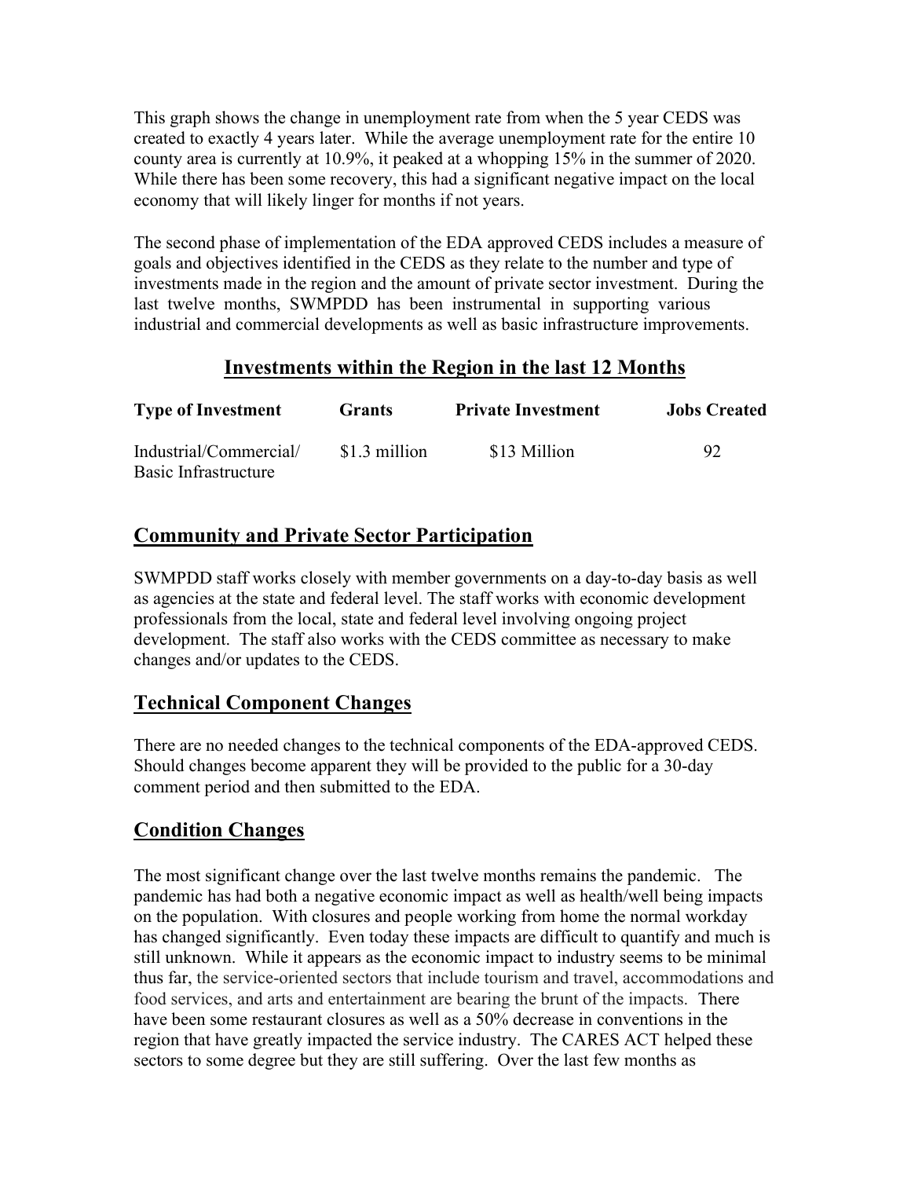This graph shows the change in unemployment rate from when the 5 year CEDS was created to exactly 4 years later. While the average unemployment rate for the entire 10 county area is currently at 10.9%, it peaked at a whopping 15% in the summer of 2020. While there has been some recovery, this had a significant negative impact on the local economy that will likely linger for months if not years.

The second phase of implementation of the EDA approved CEDS includes a measure of goals and objectives identified in the CEDS as they relate to the number and type of investments made in the region and the amount of private sector investment. During the last twelve months, SWMPDD has been instrumental in supporting various industrial and commercial developments as well as basic infrastructure improvements.

## Investments within the Region in the last 12 Months

| Type of Investment | Grants | Private Investment | Jobs Created |
|---|---|---|---|
| Industrial/Commercial/ Basic Infrastructure | $1.3 million | $13 Million | 92 |

## Community and Private Sector Participation

SWMPDD staff works closely with member governments on a day-to-day basis as well as agencies at the state and federal level. The staff works with economic development professionals from the local, state and federal level involving ongoing project development. The staff also works with the CEDS committee as necessary to make changes and/or updates to the CEDS.

## Technical Component Changes

There are no needed changes to the technical components of the EDA-approved CEDS. Should changes become apparent they will be provided to the public for a 30-day comment period and then submitted to the EDA.

## Condition Changes

The most significant change over the last twelve months remains the pandemic. The pandemic has had both a negative economic impact as well as health/well being impacts on the population. With closures and people working from home the normal workday has changed significantly. Even today these impacts are difficult to quantify and much is still unknown. While it appears as the economic impact to industry seems to be minimal thus far, the service-oriented sectors that include tourism and travel, accommodations and food services, and arts and entertainment are bearing the brunt of the impacts. There have been some restaurant closures as well as a 50% decrease in conventions in the region that have greatly impacted the service industry. The CARES ACT helped these sectors to some degree but they are still suffering. Over the last few months as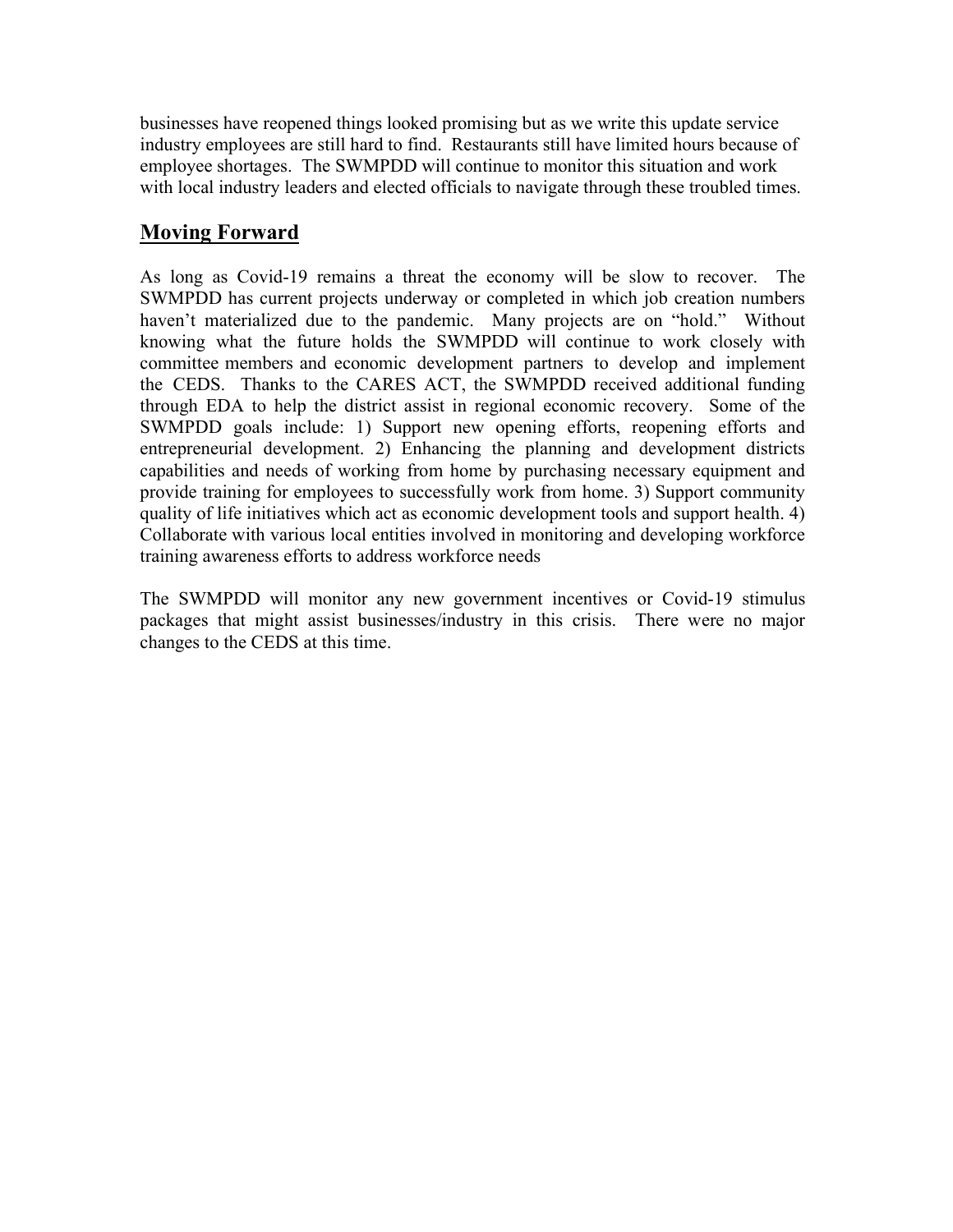businesses have reopened things looked promising but as we write this update service industry employees are still hard to find. Restaurants still have limited hours because of employee shortages. The SWMPDD will continue to monitor this situation and work with local industry leaders and elected officials to navigate through these troubled times.

## Moving Forward

As long as Covid-19 remains a threat the economy will be slow to recover. The SWMPDD has current projects underway or completed in which job creation numbers haven't materialized due to the pandemic. Many projects are on "hold." Without knowing what the future holds the SWMPDD will continue to work closely with committee members and economic development partners to develop and implement the CEDS. Thanks to the CARES ACT, the SWMPDD received additional funding through EDA to help the district assist in regional economic recovery. Some of the SWMPDD goals include: 1) Support new opening efforts, reopening efforts and entrepreneurial development. 2) Enhancing the planning and development districts capabilities and needs of working from home by purchasing necessary equipment and provide training for employees to successfully work from home. 3) Support community quality of life initiatives which act as economic development tools and support health. 4) Collaborate with various local entities involved in monitoring and developing workforce training awareness efforts to address workforce needs

The SWMPDD will monitor any new government incentives or Covid-19 stimulus packages that might assist businesses/industry in this crisis. There were no major changes to the CEDS at this time.